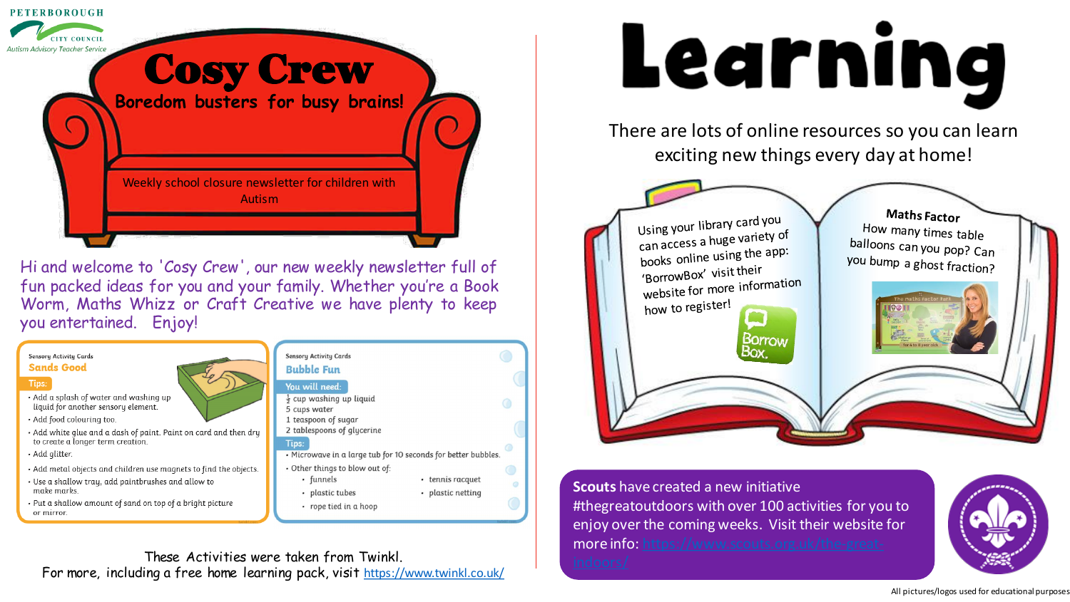PETERBOROUGH CITY COUNCIL
Autism Advisory Teacher Service

# Cosy Crew

## Boredom busters for busy brains!

Weekly school closure newsletter for children with Autism

Hi and welcome to 'Cosy Crew', our new weekly newsletter full of fun packed ideas for you and your family. Whether you're a Book Worm, Maths Whizz or Craft Creative we have plenty to keep you entertained. Enjoy!

### Sensory Activity Cards – Sands Good

**Tips:**

- Add a splash of water and washing up liquid for another sensory element.
- Add food colouring too.
- Add white glue and a dash of paint. Paint on card and then dry to create a longer term creation.
- Add glitter.
- Add metal objects and children use magnets to find the objects.
- Use a shallow tray, add paintbrushes and allow to make marks.
- Put a shallow amount of sand on top of a bright picture or mirror.

### Sensory Activity Cards – Bubble Fun

**You will need:**

- ½ cup washing up liquid
- 5 cups water
- 1 teaspoon of sugar
- 2 tablespoons of glycerine

**Tips:**

- Microwave in a large tub for 10 seconds for better bubbles.
- Other things to blow out of:
  - funnels
  - plastic tubes
  - rope tied in a hoop
  - tennis racquet
  - plastic netting

These Activities were taken from Twinkl.
For more, including a free home learning pack, visit https://www.twinkl.co.uk/

# Learning

There are lots of online resources so you can learn exciting new things every day at home!

Using your library card you can access a huge variety of books online using the app: 'BorrowBox' visit their website for more information how to register!

**Maths Factor**
How many times table balloons can you pop? Can you bump a ghost fraction?

**Scouts** have created a new initiative #thegreatoutdoors with over 100 activities for you to enjoy over the coming weeks. Visit their website for more info: https://www.scouts.org.uk/the-great-indoors/

All pictures/logos used for educational purposes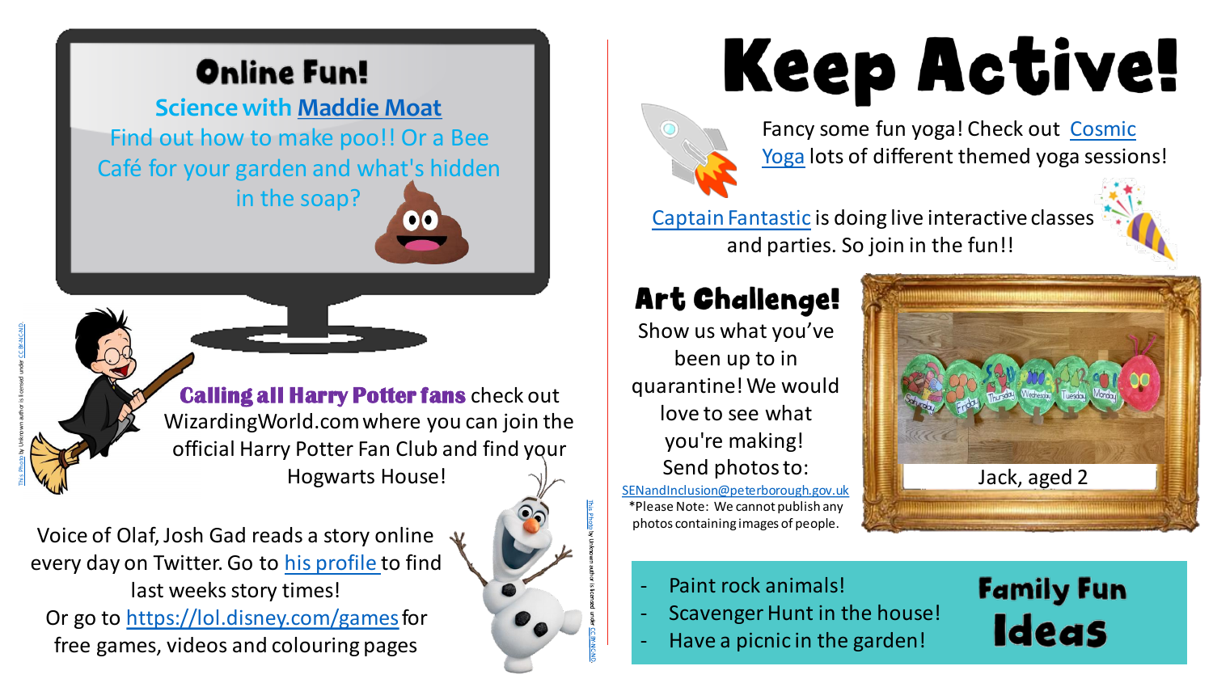## Online Fun!

**Science with Maddie Moat**

Find out how to make poo!! Or a Bee Café for your garden and what's hidden in the soap?

**Calling all Harry Potter fans** check out WizardingWorld.com where you can join the official Harry Potter Fan Club and find your Hogwarts House!

Voice of Olaf, Josh Gad reads a story online every day on Twitter. Go to his profile to find last weeks story times!
Or go to https://lol.disney.com/games for free games, videos and colouring pages

# Keep Active!

Fancy some fun yoga! Check out Cosmic Yoga lots of different themed yoga sessions!

Captain Fantastic is doing live interactive classes and parties. So join in the fun!!

## Art Challenge!

Show us what you've been up to in quarantine! We would love to see what you're making!
Send photos to:
SENandInclusion@peterborough.gov.uk
*Please Note: We cannot publish any photos containing images of people.

Jack, aged 2

## Family Fun Ideas

- Paint rock animals!
- Scavenger Hunt in the house!
- Have a picnic in the garden!